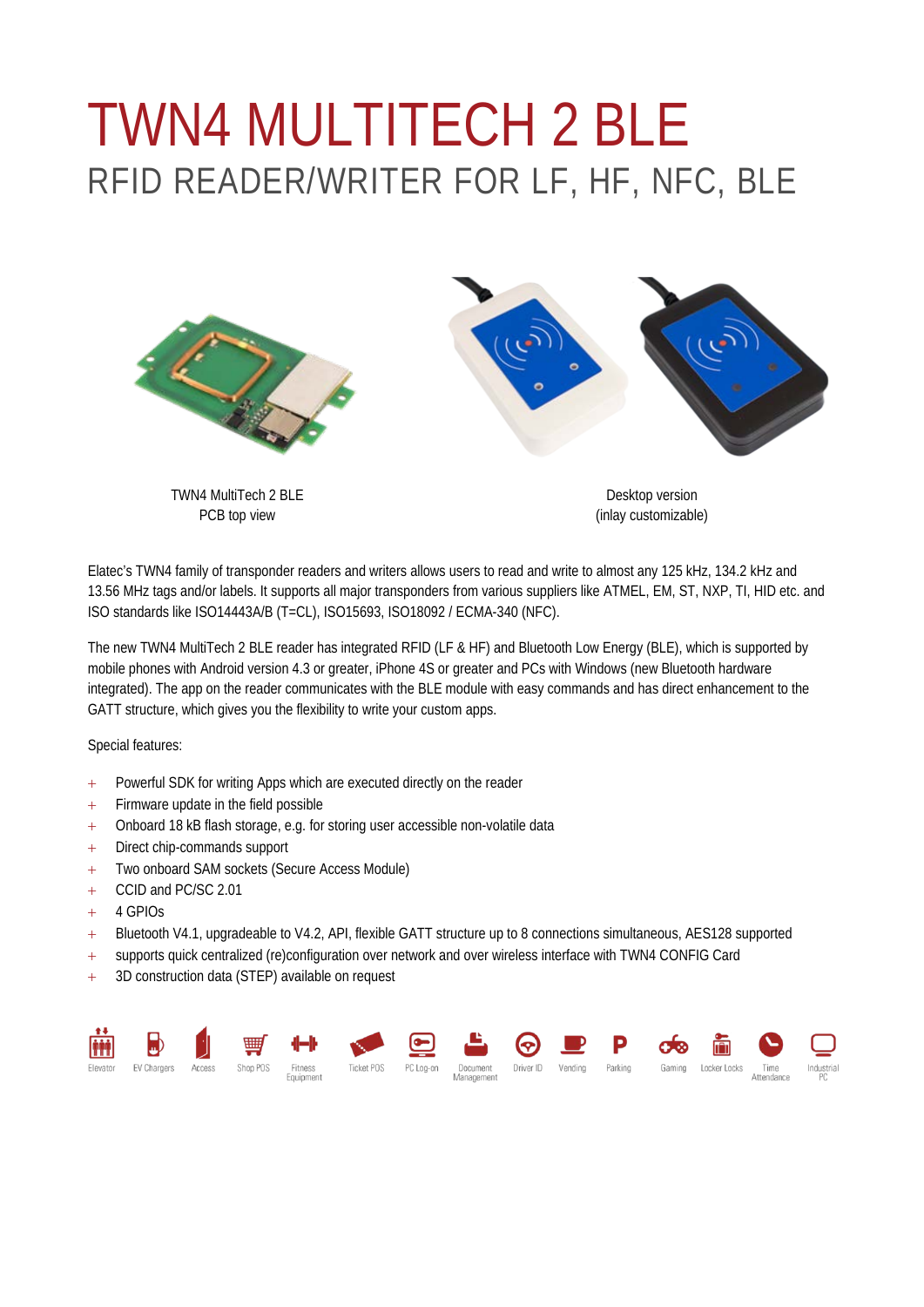# TWN4 MULTITECH 2 BLE

## RFID READER/WRITER FOR LF, HF, NFC, BLE

TWN4 MultiTech 2 BLE
PCB top view

Desktop version
(inlay customizable)

Elatec's TWN4 family of transponder readers and writers allows users to read and write to almost any 125 kHz, 134.2 kHz and 13.56 MHz tags and/or labels. It supports all major transponders from various suppliers like ATMEL, EM, ST, NXP, TI, HID etc. and ISO standards like ISO14443A/B (T=CL), ISO15693, ISO18092 / ECMA-340 (NFC).

The new TWN4 MultiTech 2 BLE reader has integrated RFID (LF & HF) and Bluetooth Low Energy (BLE), which is supported by mobile phones with Android version 4.3 or greater, iPhone 4S or greater and PCs with Windows (new Bluetooth hardware integrated). The app on the reader communicates with the BLE module with easy commands and has direct enhancement to the GATT structure, which gives you the flexibility to write your custom apps.

Special features:

- Powerful SDK for writing Apps which are executed directly on the reader
- Firmware update in the field possible
- Onboard 18 kB flash storage, e.g. for storing user accessible non-volatile data
- Direct chip-commands support
- Two onboard SAM sockets (Secure Access Module)
- CCID and PC/SC 2.01
- 4 GPIOs
- Bluetooth V4.1, upgradeable to V4.2, API, flexible GATT structure up to 8 connections simultaneous, AES128 supported
- supports quick centralized (re)configuration over network and over wireless interface with TWN4 CONFIG Card
- 3D construction data (STEP) available on request

Elevator | EV Chargers | Access | Shop POS | Fitness Equipment | Ticket POS | PC Log-on | Document Management | Driver ID | Vending | Parking | Gaming | Locker Locks | Time Attendance | Industrial PC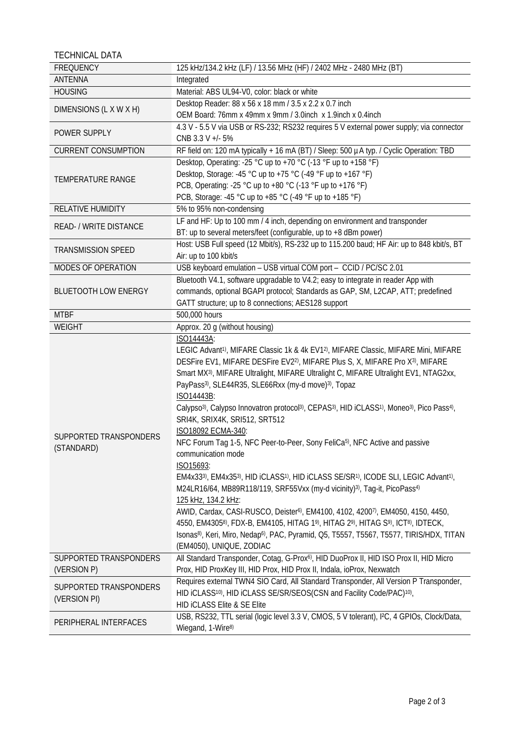## TECHNICAL DATA

| | |
|---|---|
| FREQUENCY | 125 kHz/134.2 kHz (LF) / 13.56 MHz (HF) / 2402 MHz - 2480 MHz (BT) |
| ANTENNA | Integrated |
| HOUSING | Material: ABS UL94-V0, color: black or white |
| DIMENSIONS (L X W X H) | Desktop Reader: 88 x 56 x 18 mm / 3.5 x 2.2 x 0.7 inch<br>OEM Board: 76mm x 49mm x 9mm / 3.0inch x 1.9inch x 0.4inch |
| POWER SUPPLY | 4.3 V - 5.5 V via USB or RS-232; RS232 requires 5 V external power supply; via connector CNB 3.3 V +/- 5% |
| CURRENT CONSUMPTION | RF field on: 120 mA typically + 16 mA (BT) / Sleep: 500 µA typ. / Cyclic Operation: TBD |
| TEMPERATURE RANGE | Desktop, Operating: -25 °C up to +70 °C (-13 °F up to +158 °F)<br>Desktop, Storage: -45 °C up to +75 °C (-49 °F up to +167 °F)<br>PCB, Operating: -25 °C up to +80 °C (-13 °F up to +176 °F)<br>PCB, Storage: -45 °C up to +85 °C (-49 °F up to +185 °F) |
| RELATIVE HUMIDITY | 5% to 95% non-condensing |
| READ- / WRITE DISTANCE | LF and HF: Up to 100 mm / 4 inch, depending on environment and transponder<br>BT: up to several meters/feet (configurable, up to +8 dBm power) |
| TRANSMISSION SPEED | Host: USB Full speed (12 Mbit/s), RS-232 up to 115.200 baud; HF Air: up to 848 kbit/s, BT Air: up to 100 kbit/s |
| MODES OF OPERATION | USB keyboard emulation – USB virtual COM port – CCID / PC/SC 2.01 |
| BLUETOOTH LOW ENERGY | Bluetooth V4.1, software upgradable to V4.2; easy to integrate in reader App with commands, optional BGAPI protocol; Standards as GAP, SM, L2CAP, ATT; predefined GATT structure; up to 8 connections; AES128 support |
| MTBF | 500,000 hours |
| WEIGHT | Approx. 20 g (without housing) |
| SUPPORTED TRANSPONDERS (STANDARD) | ISO14443A:<br>LEGIC Advant1), MIFARE Classic 1k & 4k EV12), MIFARE Classic, MIFARE Mini, MIFARE DESFire EV1, MIFARE DESFire EV22), MIFARE Plus S, X, MIFARE Pro X3), MIFARE Smart MX3), MIFARE Ultralight, MIFARE Ultralight C, MIFARE Ultralight EV1, NTAG2xx, PayPass3), SLE44R35, SLE66Rxx (my-d move)3), Topaz<br>ISO14443B:<br>Calypso3), Calypso Innovatron protocol3), CEPAS3), HID iCLASS1), Moneo3), Pico Pass4), SRI4K, SRIX4K, SRI512, SRT512<br>ISO18092 ECMA-340:<br>NFC Forum Tag 1-5, NFC Peer-to-Peer, Sony FeliCa5), NFC Active and passive communication mode<br>ISO15693:<br>EM4x333), EM4x353), HID iCLASS1), HID iCLASS SE/SR1), ICODE SLI, LEGIC Advant1), M24LR16/64, MB89R118/119, SRF55Vxx (my-d vicinity)3), Tag-it, PicoPass4)<br>125 kHz, 134.2 kHz:<br>AWID, Cardax, CASI-RUSCO, Deister6), EM4100, 4102, 42007), EM4050, 4150, 4450, 4550, EM43058), FDX-B, EM4105, HITAG 19), HITAG 29), HITAG S9), ICT8), IDTECK, Isonas8), Keri, Miro, Nedap6), PAC, Pyramid, Q5, T5557, T5567, T5577, TIRIS/HDX, TITAN (EM4050), UNIQUE, ZODIAC |
| SUPPORTED TRANSPONDERS (VERSION P) | All Standard Transponder, Cotag, G-Prox6), HID DuoProx II, HID ISO Prox II, HID Micro Prox, HID ProxKey III, HID Prox, HID Prox II, Indala, ioProx, Nexwatch |
| SUPPORTED TRANSPONDERS (VERSION PI) | Requires external TWN4 SIO Card, All Standard Transponder, All Version P Transponder, HID iCLASS10), HID iCLASS SE/SR/SEOS(CSN and Facility Code/PAC)10),<br>HID iCLASS Elite & SE Elite |
| PERIPHERAL INTERFACES | USB, RS232, TTL serial (logic level 3.3 V, CMOS, 5 V tolerant), I²C, 4 GPIOs, Clock/Data, Wiegand, 1-Wire8) |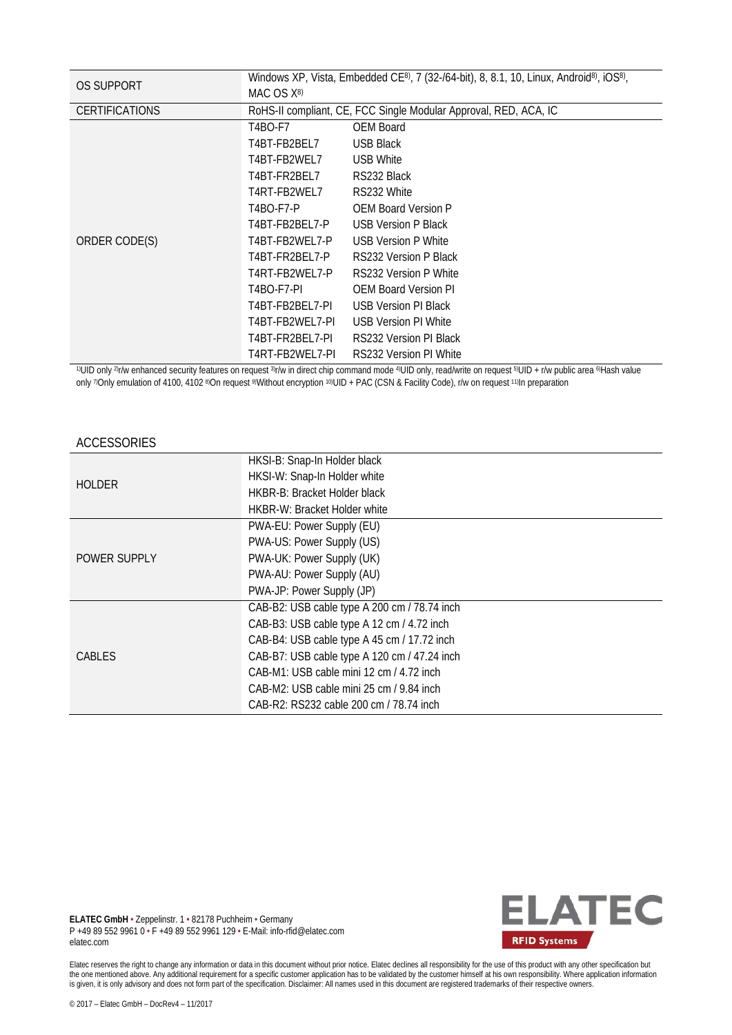| | | |
|---|---|---|
| OS SUPPORT | Windows XP, Vista, Embedded CE[8], 7 (32-/64-bit), 8, 8.1, 10, Linux, Android[8], iOS[8], MAC OS X[8] | |
| CERTIFICATIONS | RoHS-II compliant, CE, FCC Single Modular Approval, RED, ACA, IC | |
| ORDER CODE(S) | T4BO-F7 | OEM Board |
| | T4BT-FB2BEL7 | USB Black |
| | T4BT-FB2WEL7 | USB White |
| | T4BT-FR2BEL7 | RS232 Black |
| | T4RT-FB2WEL7 | RS232 White |
| | T4BO-F7-P | OEM Board Version P |
| | T4BT-FB2BEL7-P | USB Version P Black |
| | T4BT-FB2WEL7-P | USB Version P White |
| | T4BT-FR2BEL7-P | RS232 Version P Black |
| | T4RT-FB2WEL7-P | RS232 Version P White |
| | T4BO-F7-PI | OEM Board Version PI |
| | T4BT-FB2BEL7-PI | USB Version PI Black |
| | T4BT-FB2WEL7-PI | USB Version PI White |
| | T4BT-FR2BEL7-PI | RS232 Version PI Black |
| | T4RT-FB2WEL7-PI | RS232 Version PI White |

[1]UID only [2]r/w enhanced security features on request [3]r/w in direct chip command mode [4]UID only, read/write on request [5]UID + r/w public area [6]Hash value only [7]Only emulation of 4100, 4102 [8]On request [9]Without encryption [10]UID + PAC (CSN & Facility Code), r/w on request [11]In preparation

## ACCESSORIES

| | |
|---|---|
| HOLDER | HKSI-B: Snap-In Holder black |
| | HKSI-W: Snap-In Holder white |
| | HKBR-B: Bracket Holder black |
| | HKBR-W: Bracket Holder white |
| POWER SUPPLY | PWA-EU: Power Supply (EU) |
| | PWA-US: Power Supply (US) |
| | PWA-UK: Power Supply (UK) |
| | PWA-AU: Power Supply (AU) |
| | PWA-JP: Power Supply (JP) |
| CABLES | CAB-B2: USB cable type A 200 cm / 78.74 inch |
| | CAB-B3: USB cable type A 12 cm / 4.72 inch |
| | CAB-B4: USB cable type A 45 cm / 17.72 inch |
| | CAB-B7: USB cable type A 120 cm / 47.24 inch |
| | CAB-M1: USB cable mini 12 cm / 4.72 inch |
| | CAB-M2: USB cable mini 25 cm / 9.84 inch |
| | CAB-R2: RS232 cable 200 cm / 78.74 inch |

**ELATEC GmbH** • Zeppelinstr. 1 • 82178 Puchheim • Germany
P +49 89 552 9961 0 • F +49 89 552 9961 129 • E-Mail: info-rfid@elatec.com
elatec.com

ELATEC
RFID Systems

Elatec reserves the right to change any information or data in this document without prior notice. Elatec declines all responsibility for the use of this product with any other specification but the one mentioned above. Any additional requirement for a specific customer application has to be validated by the customer himself at his own responsibility. Where application information is given, it is only advisory and does not form part of the specification. Disclaimer: All names used in this document are registered trademarks of their respective owners.

© 2017 – Elatec GmbH – DocRev4 – 11/2017